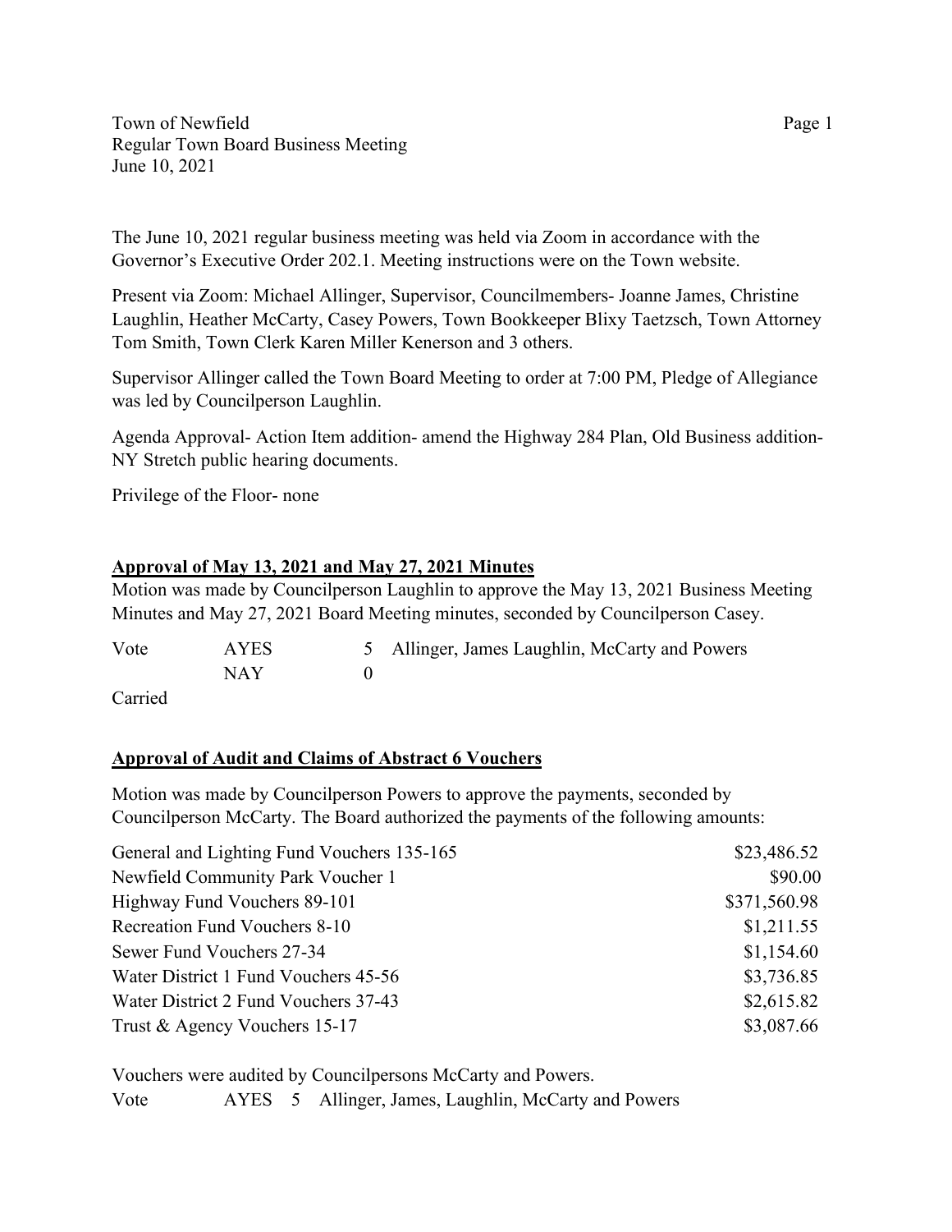Town of Newfield
Regular Town Board Business Meeting
June 10, 2021

The June 10, 2021 regular business meeting was held via Zoom in accordance with the Governor's Executive Order 202.1. Meeting instructions were on the Town website.

Present via Zoom: Michael Allinger, Supervisor, Councilmembers- Joanne James, Christine Laughlin, Heather McCarty, Casey Powers, Town Bookkeeper Blixy Taetzsch, Town Attorney Tom Smith, Town Clerk Karen Miller Kenerson and 3 others.

Supervisor Allinger called the Town Board Meeting to order at 7:00 PM, Pledge of Allegiance was led by Councilperson Laughlin.

Agenda Approval- Action Item addition- amend the Highway 284 Plan, Old Business addition- NY Stretch public hearing documents.

Privilege of the Floor- none

**Approval of May 13, 2021 and May 27, 2021 Minutes**

Motion was made by Councilperson Laughlin to approve the May 13, 2021 Business Meeting Minutes and May 27, 2021 Board Meeting minutes, seconded by Councilperson Casey.

| Vote | AYES | 5 | Allinger, James Laughlin, McCarty and Powers |
|---|---|---|---|
| | NAY | 0 | |

Carried

**Approval of Audit and Claims of Abstract 6 Vouchers**

Motion was made by Councilperson Powers to approve the payments, seconded by Councilperson McCarty. The Board authorized the payments of the following amounts:

| | |
|---|---|
| General and Lighting Fund Vouchers 135-165 | $23,486.52 |
| Newfield Community Park Voucher 1 | $90.00 |
| Highway Fund Vouchers 89-101 | $371,560.98 |
| Recreation Fund Vouchers 8-10 | $1,211.55 |
| Sewer Fund Vouchers 27-34 | $1,154.60 |
| Water District 1 Fund Vouchers 45-56 | $3,736.85 |
| Water District 2 Fund Vouchers 37-43 | $2,615.82 |
| Trust & Agency Vouchers 15-17 | $3,087.66 |

Vouchers were audited by Councilpersons McCarty and Powers.

Vote AYES 5 Allinger, James, Laughlin, McCarty and Powers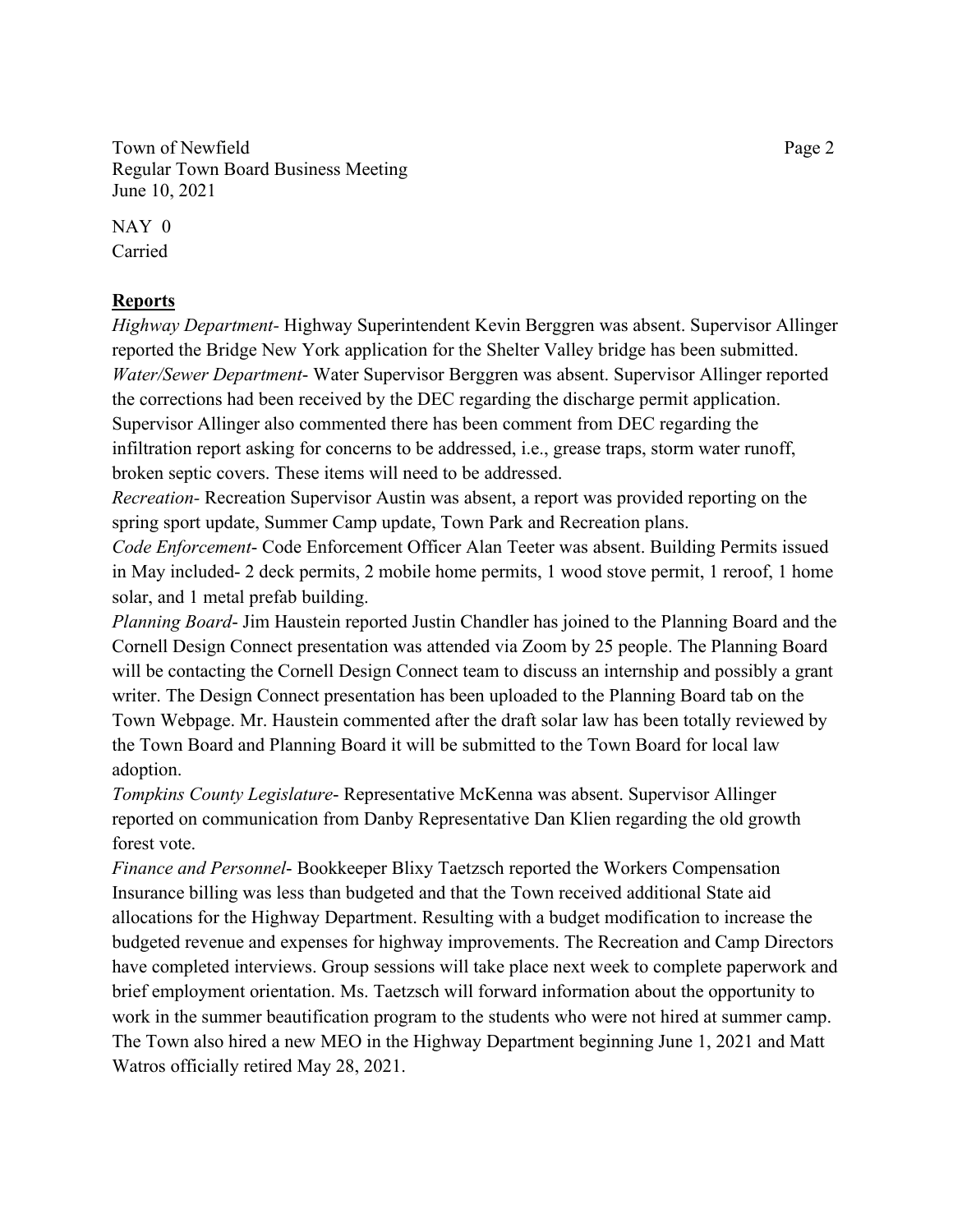NAY 0
Carried

**Reports**

*Highway Department*- Highway Superintendent Kevin Berggren was absent. Supervisor Allinger reported the Bridge New York application for the Shelter Valley bridge has been submitted.
*Water/Sewer Department*- Water Supervisor Berggren was absent. Supervisor Allinger reported the corrections had been received by the DEC regarding the discharge permit application. Supervisor Allinger also commented there has been comment from DEC regarding the infiltration report asking for concerns to be addressed, i.e., grease traps, storm water runoff, broken septic covers. These items will need to be addressed.
*Recreation*- Recreation Supervisor Austin was absent, a report was provided reporting on the spring sport update, Summer Camp update, Town Park and Recreation plans.
*Code Enforcement*- Code Enforcement Officer Alan Teeter was absent. Building Permits issued in May included- 2 deck permits, 2 mobile home permits, 1 wood stove permit, 1 reroof, 1 home solar, and 1 metal prefab building.
*Planning Board*- Jim Haustein reported Justin Chandler has joined to the Planning Board and the Cornell Design Connect presentation was attended via Zoom by 25 people. The Planning Board will be contacting the Cornell Design Connect team to discuss an internship and possibly a grant writer. The Design Connect presentation has been uploaded to the Planning Board tab on the Town Webpage. Mr. Haustein commented after the draft solar law has been totally reviewed by the Town Board and Planning Board it will be submitted to the Town Board for local law adoption.
*Tompkins County Legislature*- Representative McKenna was absent. Supervisor Allinger reported on communication from Danby Representative Dan Klien regarding the old growth forest vote.
*Finance and Personnel*- Bookkeeper Blixy Taetzsch reported the Workers Compensation Insurance billing was less than budgeted and that the Town received additional State aid allocations for the Highway Department. Resulting with a budget modification to increase the budgeted revenue and expenses for highway improvements. The Recreation and Camp Directors have completed interviews. Group sessions will take place next week to complete paperwork and brief employment orientation. Ms. Taetzsch will forward information about the opportunity to work in the summer beautification program to the students who were not hired at summer camp. The Town also hired a new MEO in the Highway Department beginning June 1, 2021 and Matt Watros officially retired May 28, 2021.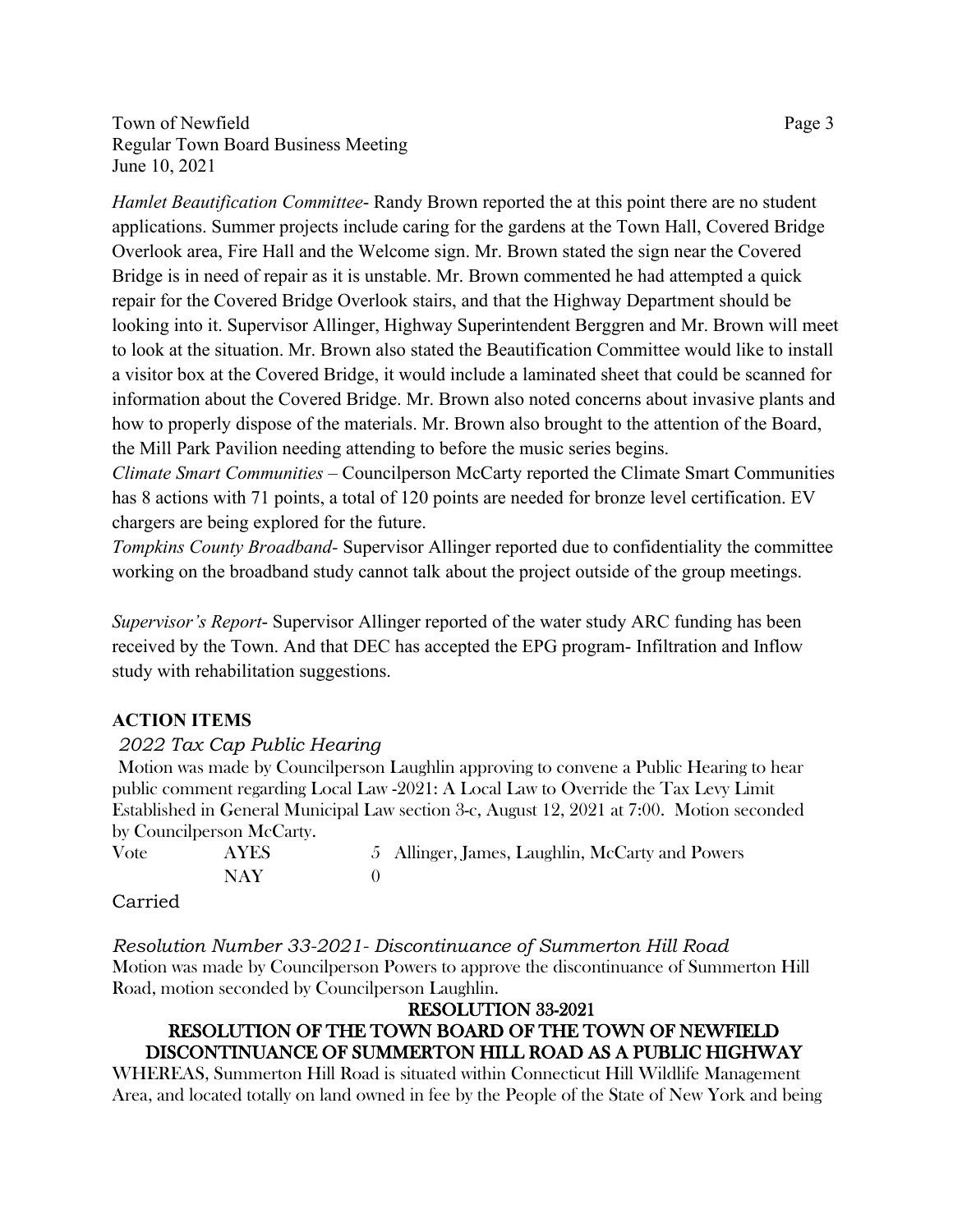*Hamlet Beautification Committee*- Randy Brown reported the at this point there are no student applications. Summer projects include caring for the gardens at the Town Hall, Covered Bridge Overlook area, Fire Hall and the Welcome sign. Mr. Brown stated the sign near the Covered Bridge is in need of repair as it is unstable. Mr. Brown commented he had attempted a quick repair for the Covered Bridge Overlook stairs, and that the Highway Department should be looking into it. Supervisor Allinger, Highway Superintendent Berggren and Mr. Brown will meet to look at the situation. Mr. Brown also stated the Beautification Committee would like to install a visitor box at the Covered Bridge, it would include a laminated sheet that could be scanned for information about the Covered Bridge. Mr. Brown also noted concerns about invasive plants and how to properly dispose of the materials. Mr. Brown also brought to the attention of the Board, the Mill Park Pavilion needing attending to before the music series begins.

*Climate Smart Communities* – Councilperson McCarty reported the Climate Smart Communities has 8 actions with 71 points, a total of 120 points are needed for bronze level certification. EV chargers are being explored for the future.

*Tompkins County Broadband*- Supervisor Allinger reported due to confidentiality the committee working on the broadband study cannot talk about the project outside of the group meetings.

*Supervisor's Report*- Supervisor Allinger reported of the water study ARC funding has been received by the Town. And that DEC has accepted the EPG program- Infiltration and Inflow study with rehabilitation suggestions.

**ACTION ITEMS**

*2022 Tax Cap Public Hearing*

Motion was made by Councilperson Laughlin approving to convene a Public Hearing to hear public comment regarding Local Law -2021: A Local Law to Override the Tax Levy Limit Established in General Municipal Law section 3-c, August 12, 2021 at 7:00. Motion seconded by Councilperson McCarty.

| Vote | AYES | 5 | Allinger, James, Laughlin, McCarty and Powers |
|---|---|---|---|
| | NAY | 0 | |

Carried

*Resolution Number 33-2021- Discontinuance of Summerton Hill Road*

Motion was made by Councilperson Powers to approve the discontinuance of Summerton Hill Road, motion seconded by Councilperson Laughlin.

**RESOLUTION 33-2021**

**RESOLUTION OF THE TOWN BOARD OF THE TOWN OF NEWFIELD DISCONTINUANCE OF SUMMERTON HILL ROAD AS A PUBLIC HIGHWAY**

WHEREAS, Summerton Hill Road is situated within Connecticut Hill Wildlife Management Area, and located totally on land owned in fee by the People of the State of New York and being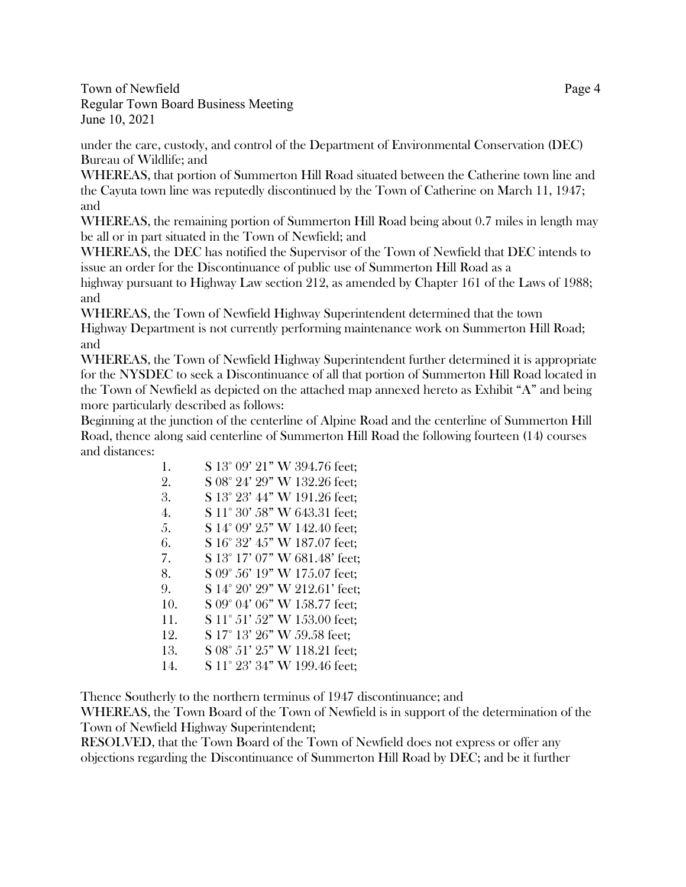under the care, custody, and control of the Department of Environmental Conservation (DEC) Bureau of Wildlife; and

WHEREAS, that portion of Summerton Hill Road situated between the Catherine town line and the Cayuta town line was reputedly discontinued by the Town of Catherine on March 11, 1947; and

WHEREAS, the remaining portion of Summerton Hill Road being about 0.7 miles in length may be all or in part situated in the Town of Newfield; and

WHEREAS, the DEC has notified the Supervisor of the Town of Newfield that DEC intends to issue an order for the Discontinuance of public use of Summerton Hill Road as a highway pursuant to Highway Law section 212, as amended by Chapter 161 of the Laws of 1988; and

WHEREAS, the Town of Newfield Highway Superintendent determined that the town Highway Department is not currently performing maintenance work on Summerton Hill Road; and

WHEREAS, the Town of Newfield Highway Superintendent further determined it is appropriate for the NYSDEC to seek a Discontinuance of all that portion of Summerton Hill Road located in the Town of Newfield as depicted on the attached map annexed hereto as Exhibit "A" and being more particularly described as follows:

Beginning at the junction of the centerline of Alpine Road and the centerline of Summerton Hill Road, thence along said centerline of Summerton Hill Road the following fourteen (14) courses and distances:

1. S 13° 09' 21" W 394.76 feet;
2. S 08° 24' 29" W 132.26 feet;
3. S 13° 23' 44" W 191.26 feet;
4. S 11° 30' 58" W 643.31 feet;
5. S 14° 09' 25" W 142.40 feet;
6. S 16° 32' 45" W 187.07 feet;
7. S 13° 17' 07" W 681.48' feet;
8. S 09° 56' 19" W 175.07 feet;
9. S 14° 20' 29" W 212.61' feet;
10. S 09° 04' 06" W 158.77 feet;
11. S 11° 51' 52" W 153.00 feet;
12. S 17° 13' 26" W 59.58 feet;
13. S 08° 51' 25" W 118.21 feet;
14. S 11° 23' 34" W 199.46 feet;

Thence Southerly to the northern terminus of 1947 discontinuance; and

WHEREAS, the Town Board of the Town of Newfield is in support of the determination of the Town of Newfield Highway Superintendent;

RESOLVED, that the Town Board of the Town of Newfield does not express or offer any objections regarding the Discontinuance of Summerton Hill Road by DEC; and be it further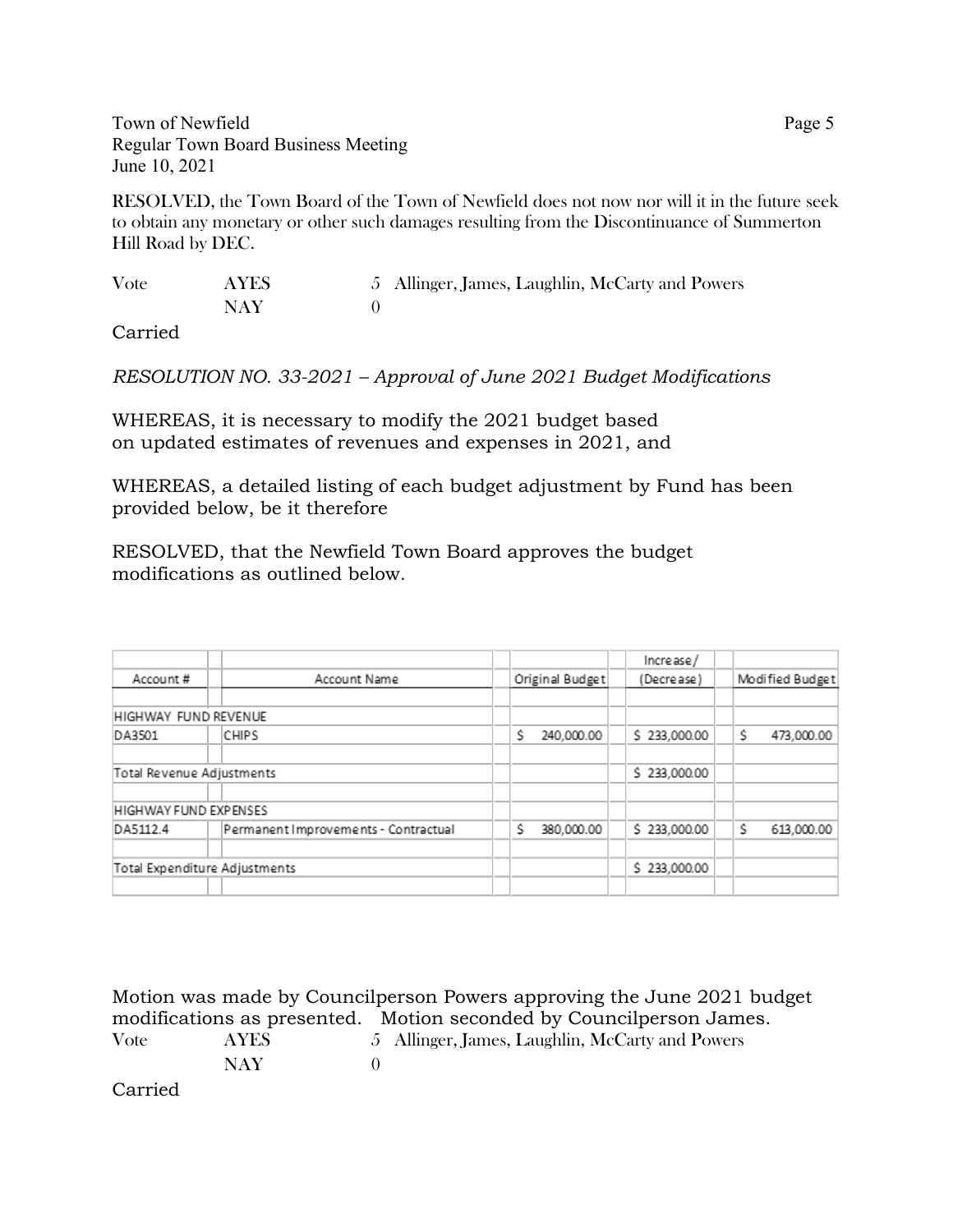RESOLVED, the Town Board of the Town of Newfield does not now nor will it in the future seek to obtain any monetary or other such damages resulting from the Discontinuance of Summerton Hill Road by DEC.

| Vote | AYES | 5 | Allinger, James, Laughlin, McCarty and Powers |
|---|---|---|---|
| | NAY | 0 | |

Carried

*RESOLUTION NO. 33-2021 – Approval of June 2021 Budget Modifications*

WHEREAS, it is necessary to modify the 2021 budget based on updated estimates of revenues and expenses in 2021, and

WHEREAS, a detailed listing of each budget adjustment by Fund has been provided below, be it therefore

RESOLVED, that the Newfield Town Board approves the budget modifications as outlined below.

| Account # | Account Name | Original Budget | Increase/ (Decrease) | Modified Budget |
|---|---|---|---|---|
| HIGHWAY FUND REVENUE | | | | |
| DA3501 | CHIPS | $ 240,000.00 | $ 233,000.00 | $ 473,000.00 |
| Total Revenue Adjustments | | | $ 233,000.00 | |
| HIGHWAY FUND EXPENSES | | | | |
| DA5112.4 | Permanent Improvements - Contractual | $ 380,000.00 | $ 233,000.00 | $ 613,000.00 |
| Total Expenditure Adjustments | | | $ 233,000.00 | |

Motion was made by Councilperson Powers approving the June 2021 budget modifications as presented. Motion seconded by Councilperson James.

| Vote | AYES | 5 | Allinger, James, Laughlin, McCarty and Powers |
|---|---|---|---|
| | NAY | 0 | |

Carried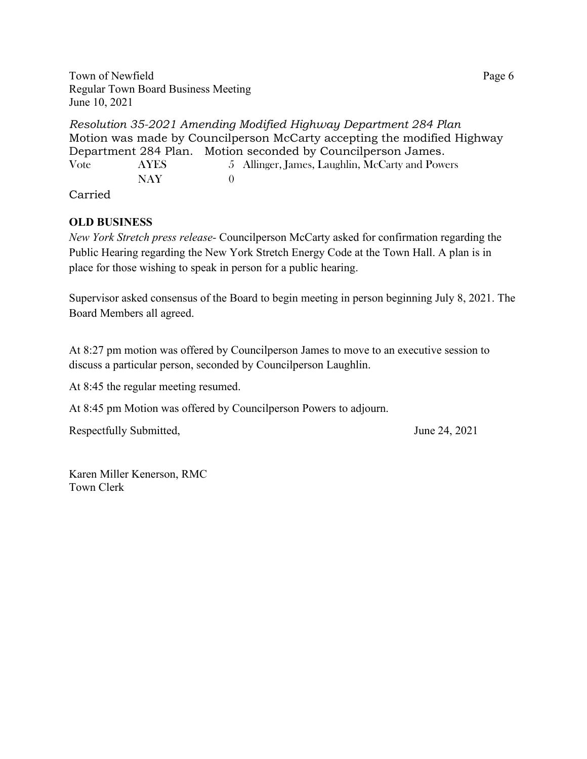*Resolution 35-2021 Amending Modified Highway Department 284 Plan*
Motion was made by Councilperson McCarty accepting the modified Highway Department 284 Plan. Motion seconded by Councilperson James.

| | | | |
|---|---|---|---|
| Vote | AYES | 5 | Allinger, James, Laughlin, McCarty and Powers |
| | NAY | 0 | |

Carried

**OLD BUSINESS**

*New York Stretch press release-* Councilperson McCarty asked for confirmation regarding the Public Hearing regarding the New York Stretch Energy Code at the Town Hall. A plan is in place for those wishing to speak in person for a public hearing.

Supervisor asked consensus of the Board to begin meeting in person beginning July 8, 2021. The Board Members all agreed.

At 8:27 pm motion was offered by Councilperson James to move to an executive session to discuss a particular person, seconded by Councilperson Laughlin.

At 8:45 the regular meeting resumed.

At 8:45 pm Motion was offered by Councilperson Powers to adjourn.

Respectfully Submitted, June 24, 2021

Karen Miller Kenerson, RMC
Town Clerk